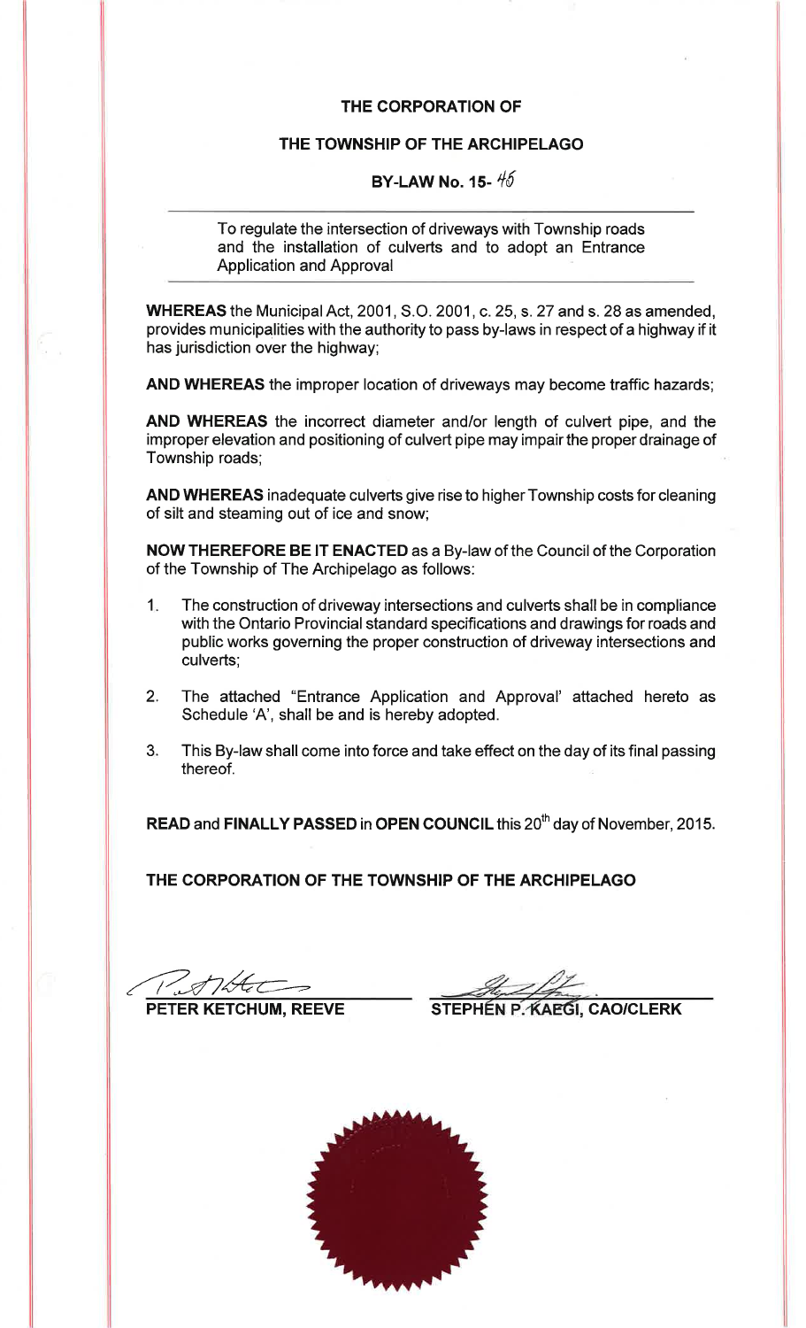# THE CORPORATION OF

# THE TOWNSHIP OF THE ARCHIPELAGO

## BY-LAW No. 15- 45

To regulate the intersection of driveways with Township roads and the installation of culverts and to adopt an Entrance Application and Approval

**WHEREAS** the Municipal Act, 2001, S.O. 2001, c. 25, s. 27 and s. 28 as amended, provides municipalities with the authority to pass by-laws in respect of a highway if it has jurisdiction over the highway;

**AND WHEREAS** the improper location of driveways may become traffic hazards;

**AND WHEREAS** the incorrect diameter and/or length of culvert pipe, and the improper elevation and positioning of culvert pipe may impair the proper drainage of Township roads;

**AND WHEREAS** inadequate culverts give rise to higher Township costs for cleaning of silt and steaming out of ice and snow;

**NOW THEREFORE BE IT ENACTED** as a By-law of the Council of the Corporation of the Township of The Archipelago as follows:

1. The construction of driveway intersections and culverts shall be in compliance with the Ontario Provincial standard specifications and drawings for roads and public works governing the proper construction of driveway intersections and culverts;

2. The attached "Entrance Application and Approval' attached hereto as Schedule 'A', shall be and is hereby adopted.

3. This By-law shall come into force and take effect on the day of its final passing thereof.

**READ** and **FINALLY PASSED** in **OPEN COUNCIL** this 20th day of November, 2015.

**THE CORPORATION OF THE TOWNSHIP OF THE ARCHIPELAGO**

**PETER KETCHUM, REEVE**

**STEPHEN P. KAEGI, CAO/CLERK**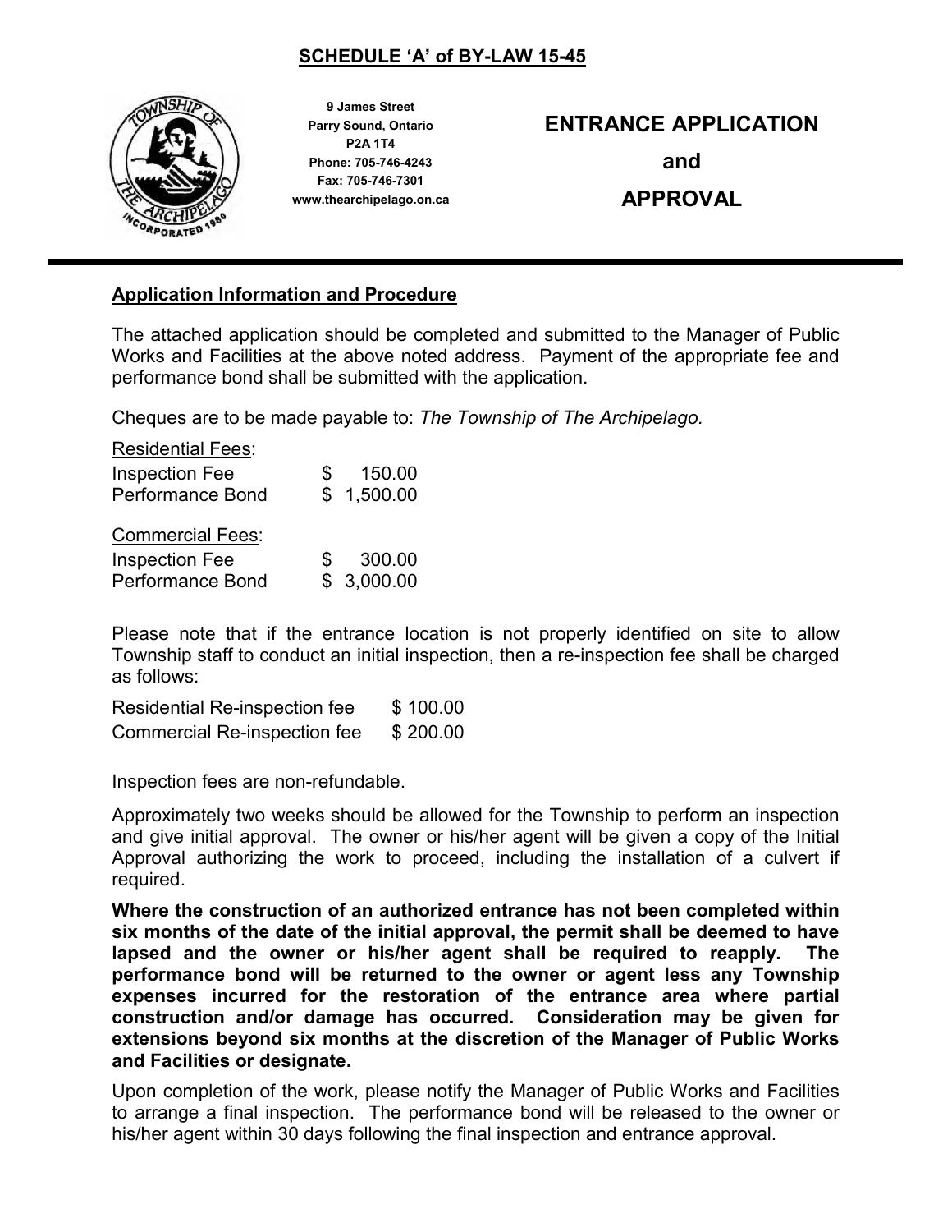## SCHEDULE 'A' of BY-LAW 15-45

**9 James Street**
**Parry Sound, Ontario**
**P2A 1T4**
**Phone: 705-746-4243**
**Fax: 705-746-7301**
**www.thearchipelago.on.ca**

# ENTRANCE APPLICATION and APPROVAL

---

### Application Information and Procedure

The attached application should be completed and submitted to the Manager of Public Works and Facilities at the above noted address. Payment of the appropriate fee and performance bond shall be submitted with the application.

Cheques are to be made payable to: *The Township of The Archipelago.*

Residential Fees:

| | |
|---|---|
| Inspection Fee | $ 150.00 |
| Performance Bond | $ 1,500.00 |

Commercial Fees:

| | |
|---|---|
| Inspection Fee | $ 300.00 |
| Performance Bond | $ 3,000.00 |

Please note that if the entrance location is not properly identified on site to allow Township staff to conduct an initial inspection, then a re-inspection fee shall be charged as follows:

| | |
|---|---|
| Residential Re-inspection fee | $ 100.00 |
| Commercial Re-inspection fee | $ 200.00 |

Inspection fees are non-refundable.

Approximately two weeks should be allowed for the Township to perform an inspection and give initial approval. The owner or his/her agent will be given a copy of the Initial Approval authorizing the work to proceed, including the installation of a culvert if required.

**Where the construction of an authorized entrance has not been completed within six months of the date of the initial approval, the permit shall be deemed to have lapsed and the owner or his/her agent shall be required to reapply. The performance bond will be returned to the owner or agent less any Township expenses incurred for the restoration of the entrance area where partial construction and/or damage has occurred. Consideration may be given for extensions beyond six months at the discretion of the Manager of Public Works and Facilities or designate.**

Upon completion of the work, please notify the Manager of Public Works and Facilities to arrange a final inspection. The performance bond will be released to the owner or his/her agent within 30 days following the final inspection and entrance approval.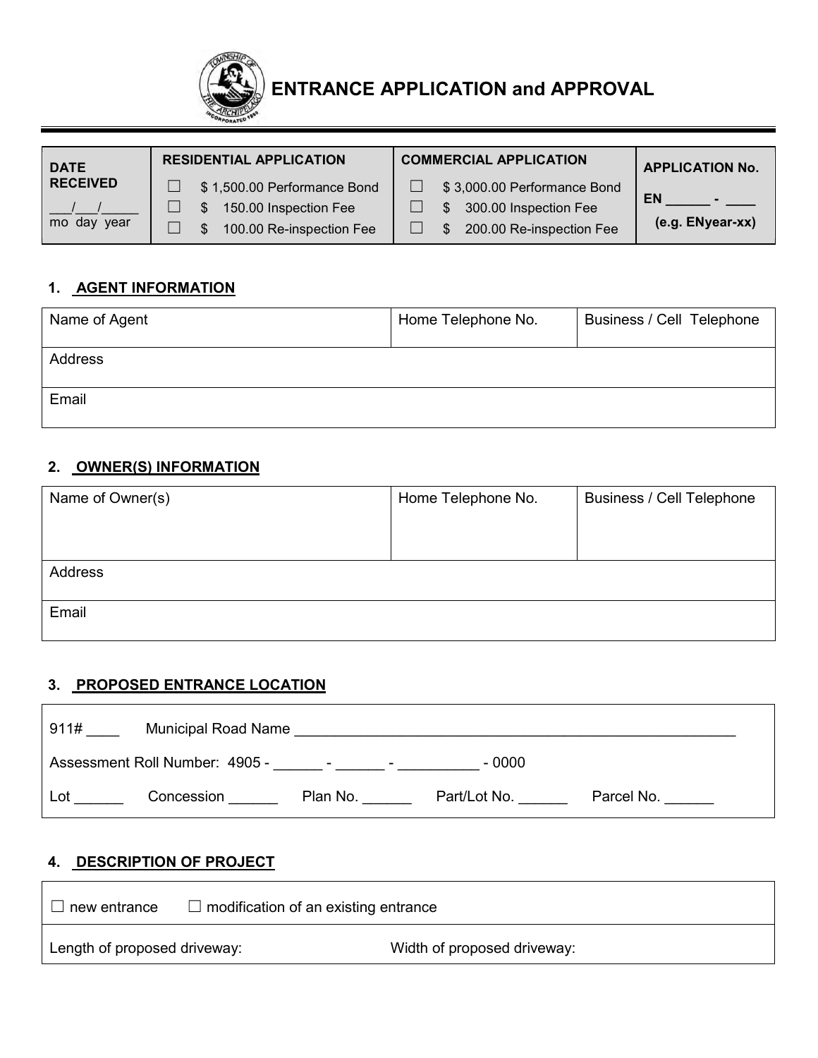# ENTRANCE APPLICATION and APPROVAL

| DATE RECEIVED | RESIDENTIAL APPLICATION | COMMERCIAL APPLICATION | APPLICATION No. |
|---|---|---|---|
| \_\_\_/\_\_\_/\_\_\_\_\_ mo day year | ☐ $ 1,500.00 Performance Bond<br>☐ $ 150.00 Inspection Fee<br>☐ $ 100.00 Re-inspection Fee | ☐ $ 3,000.00 Performance Bond<br>☐ $ 300.00 Inspection Fee<br>☐ $ 200.00 Re-inspection Fee | EN \_\_\_\_\_\_ - \_\_\_\_<br>(e.g. ENyear-xx) |

## 1. AGENT INFORMATION

| Name of Agent | Home Telephone No. | Business / Cell Telephone |
|---|---|---|
| Address | | |
| Email | | |

## 2. OWNER(S) INFORMATION

| Name of Owner(s) | Home Telephone No. | Business / Cell Telephone |
|---|---|---|
| Address | | |
| Email | | |

## 3. PROPOSED ENTRANCE LOCATION

911# \_\_\_\_ Municipal Road Name \_\_\_\_\_\_\_\_\_\_\_\_\_\_\_\_\_\_\_\_\_\_\_\_\_\_\_\_\_\_\_\_\_\_\_\_\_\_\_\_\_\_\_\_\_\_\_\_\_\_\_\_\_\_\_\_\_\_

Assessment Roll Number: 4905 - \_\_\_\_\_\_ - \_\_\_\_\_\_ - \_\_\_\_\_\_\_\_\_\_ - 0000

Lot \_\_\_\_\_\_ Concession \_\_\_\_\_\_ Plan No. \_\_\_\_\_\_ Part/Lot No. \_\_\_\_\_\_ Parcel No. \_\_\_\_\_\_

## 4. DESCRIPTION OF PROJECT

☐ new entrance ☐ modification of an existing entrance

Length of proposed driveway: Width of proposed driveway: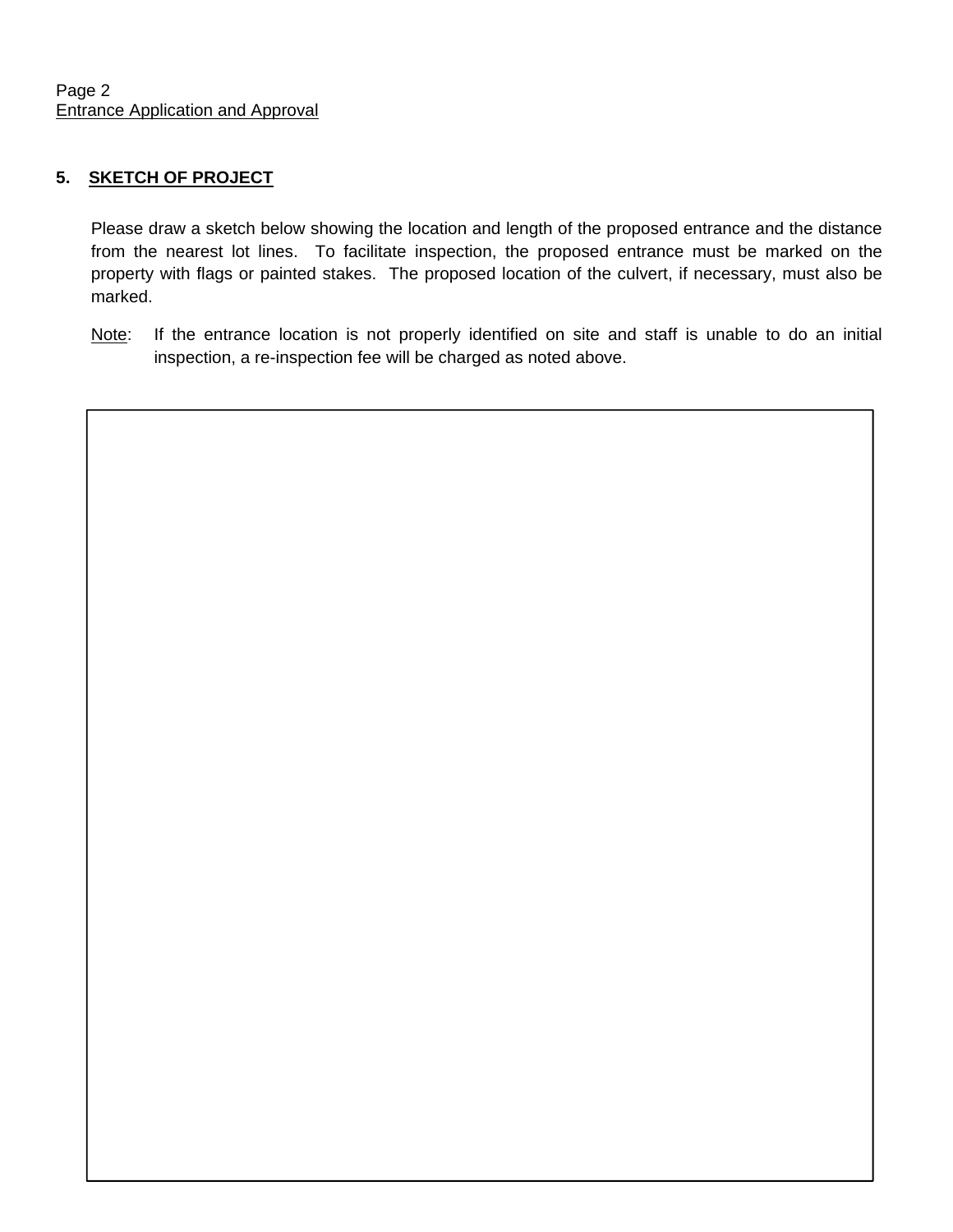## 5. SKETCH OF PROJECT

Please draw a sketch below showing the location and length of the proposed entrance and the distance from the nearest lot lines. To facilitate inspection, the proposed entrance must be marked on the property with flags or painted stakes. The proposed location of the culvert, if necessary, must also be marked.

Note: If the entrance location is not properly identified on site and staff is unable to do an initial inspection, a re-inspection fee will be charged as noted above.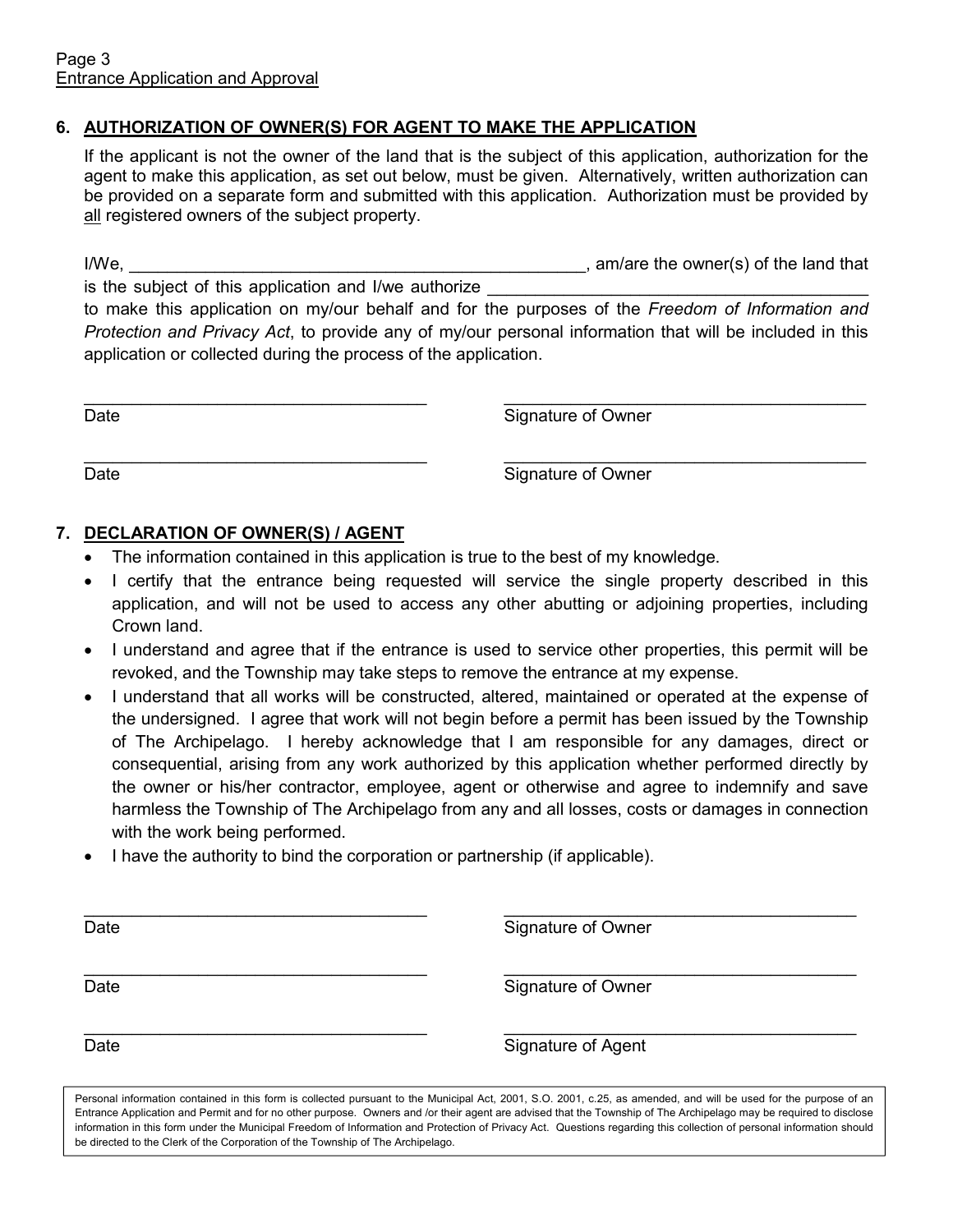## 6. AUTHORIZATION OF OWNER(S) FOR AGENT TO MAKE THE APPLICATION

If the applicant is not the owner of the land that is the subject of this application, authorization for the agent to make this application, as set out below, must be given. Alternatively, written authorization can be provided on a separate form and submitted with this application. Authorization must be provided by all registered owners of the subject property.

I/We, ______________________________________________, am/are the owner(s) of the land that is the subject of this application and I/we authorize ______________________________________ to make this application on my/our behalf and for the purposes of the *Freedom of Information and Protection and Privacy Act*, to provide any of my/our personal information that will be included in this application or collected during the process of the application.

| | |
|---|---|
| ______________________________ | ______________________________ |
| Date | Signature of Owner |
| ______________________________ | ______________________________ |
| Date | Signature of Owner |

## 7. DECLARATION OF OWNER(S) / AGENT

- The information contained in this application is true to the best of my knowledge.
- I certify that the entrance being requested will service the single property described in this application, and will not be used to access any other abutting or adjoining properties, including Crown land.
- I understand and agree that if the entrance is used to service other properties, this permit will be revoked, and the Township may take steps to remove the entrance at my expense.
- I understand that all works will be constructed, altered, maintained or operated at the expense of the undersigned. I agree that work will not begin before a permit has been issued by the Township of The Archipelago. I hereby acknowledge that I am responsible for any damages, direct or consequential, arising from any work authorized by this application whether performed directly by the owner or his/her contractor, employee, agent or otherwise and agree to indemnify and save harmless the Township of The Archipelago from any and all losses, costs or damages in connection with the work being performed.
- I have the authority to bind the corporation or partnership (if applicable).

| | |
|---|---|
| ______________________________ | ______________________________ |
| Date | Signature of Owner |
| ______________________________ | ______________________________ |
| Date | Signature of Owner |
| ______________________________ | ______________________________ |
| Date | Signature of Agent |

Personal information contained in this form is collected pursuant to the Municipal Act, 2001, S.O. 2001, c.25, as amended, and will be used for the purpose of an Entrance Application and Permit and for no other purpose. Owners and /or their agent are advised that the Township of The Archipelago may be required to disclose information in this form under the Municipal Freedom of Information and Protection of Privacy Act. Questions regarding this collection of personal information should be directed to the Clerk of the Corporation of the Township of The Archipelago.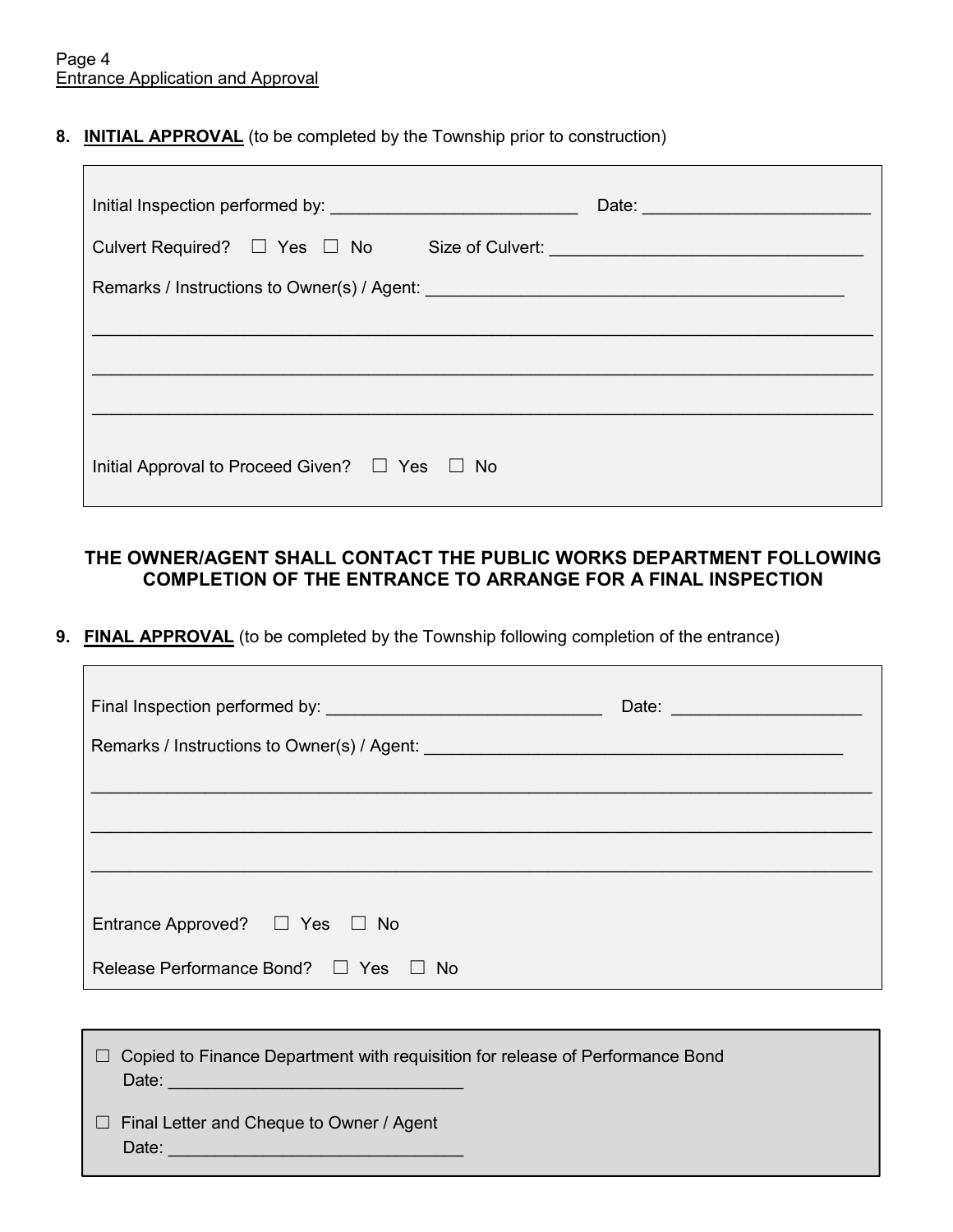**8. INITIAL APPROVAL** (to be completed by the Township prior to construction)

Initial Inspection performed by: ___________________________ Date: ________________________

Culvert Required? ☐ Yes ☐ No Size of Culvert: _________________________________

Remarks / Instructions to Owner(s) / Agent: ____________________________________________

_______________________________________________________________________________

_______________________________________________________________________________

_______________________________________________________________________________

Initial Approval to Proceed Given? ☐ Yes ☐ No

**THE OWNER/AGENT SHALL CONTACT THE PUBLIC WORKS DEPARTMENT FOLLOWING COMPLETION OF THE ENTRANCE TO ARRANGE FOR A FINAL INSPECTION**

**9. FINAL APPROVAL** (to be completed by the Township following completion of the entrance)

Final Inspection performed by: _____________________________ Date: ____________________

Remarks / Instructions to Owner(s) / Agent: ____________________________________________

_______________________________________________________________________________

_______________________________________________________________________________

_______________________________________________________________________________

Entrance Approved? ☐ Yes ☐ No

Release Performance Bond? ☐ Yes ☐ No

☐ Copied to Finance Department with requisition for release of Performance Bond
Date: _______________________________

☐ Final Letter and Cheque to Owner / Agent
Date: _______________________________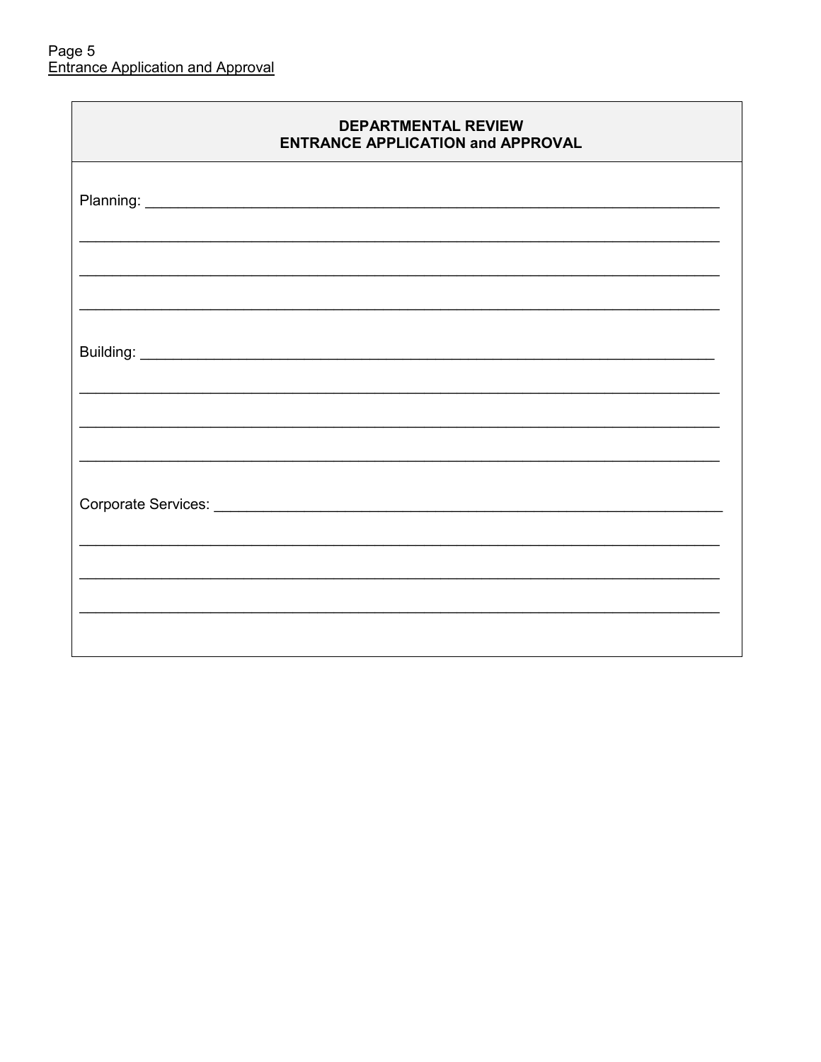## DEPARTMENTAL REVIEW
## ENTRANCE APPLICATION and APPROVAL

Planning: ___________________________________________________________________________

_____________________________________________________________________________________

_____________________________________________________________________________________

_____________________________________________________________________________________

Building: ___________________________________________________________________________

_____________________________________________________________________________________

_____________________________________________________________________________________

_____________________________________________________________________________________

Corporate Services: __________________________________________________________________

_____________________________________________________________________________________

_____________________________________________________________________________________

_____________________________________________________________________________________